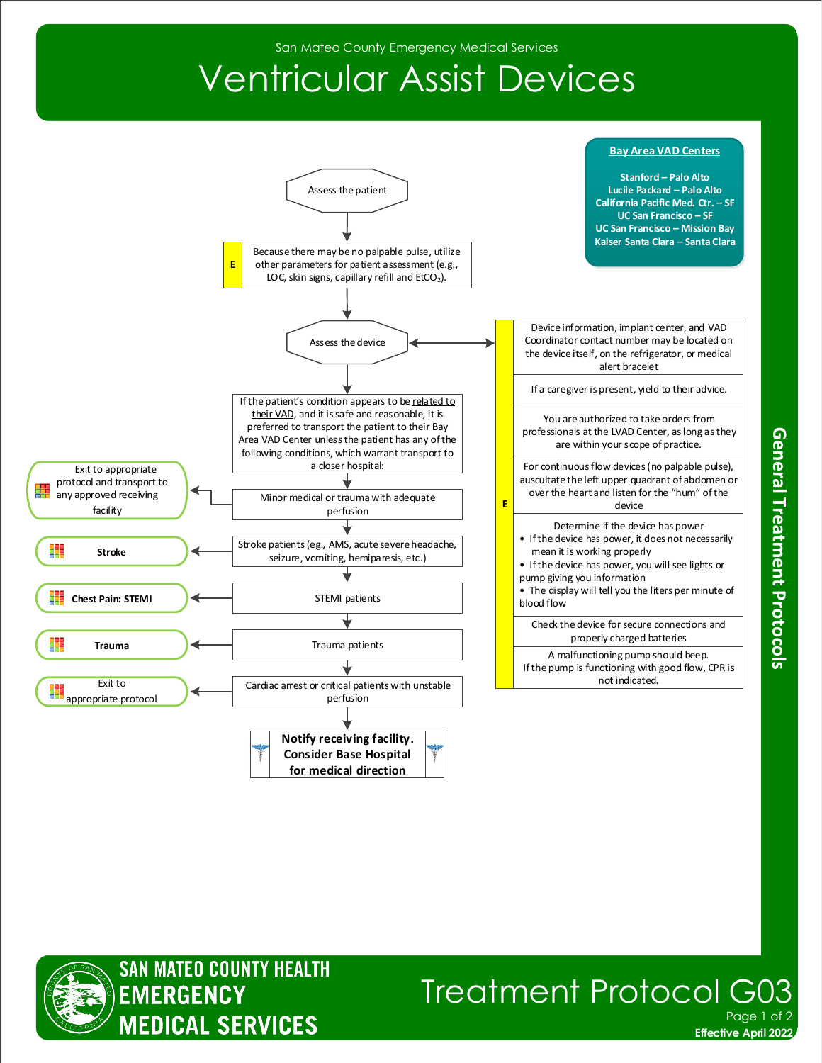San Mateo County Emergency Medical Services

# Ventricular Assist Devices

## Bay Area VAD Centers

- Stanford – Palo Alto
- Lucile Packard – Palo Alto
- California Pacific Med. Ctr. – SF
- UC San Francisco – SF
- UC San Francisco – Mission Bay
- Kaiser Santa Clara – Santa Clara

---

**Assess the patient**

**E** — Because there may be no palpable pulse, utilize other parameters for patient assessment (e.g., LOC, skin signs, capillary refill and $EtCO_2$).

**Assess the device**

**E** (Device assessment):

- Device information, implant center, and VAD Coordinator contact number may be located on the device itself, on the refrigerator, or medical alert bracelet
- If a caregiver is present, yield to their advice.
- You are authorized to take orders from professionals at the LVAD Center, as long as they are within your scope of practice.
- For continuous flow devices (no palpable pulse), auscultate the left upper quadrant of abdomen or over the heart and listen for the "hum" of the device
- Determine if the device has power
  - If the device has power, it does not necessarily mean it is working properly
  - If the device has power, you will see lights or pump giving you information
  - The display will tell you the liters per minute of blood flow
- Check the device for secure connections and properly charged batteries
- A malfunctioning pump should beep. If the pump is functioning with good flow, CPR is not indicated.

If the patient's condition appears to be related to their VAD, and it is safe and reasonable, it is preferred to transport the patient to their Bay Area VAD Center unless the patient has any of the following conditions, which warrant transport to a closer hospital:

- Minor medical or trauma with adequate perfusion → Exit to appropriate protocol and transport to any approved receiving facility
- Stroke patients (eg., AMS, acute severe headache, seizure, vomiting, hemiparesis, etc.) → **Stroke**
- STEMI patients → **Chest Pain: STEMI**
- Trauma patients → **Trauma**
- Cardiac arrest or critical patients with unstable perfusion → Exit to appropriate protocol

**Notify receiving facility. Consider Base Hospital for medical direction**

General Treatment Protocols

Treatment Protocol G03

Effective April 2022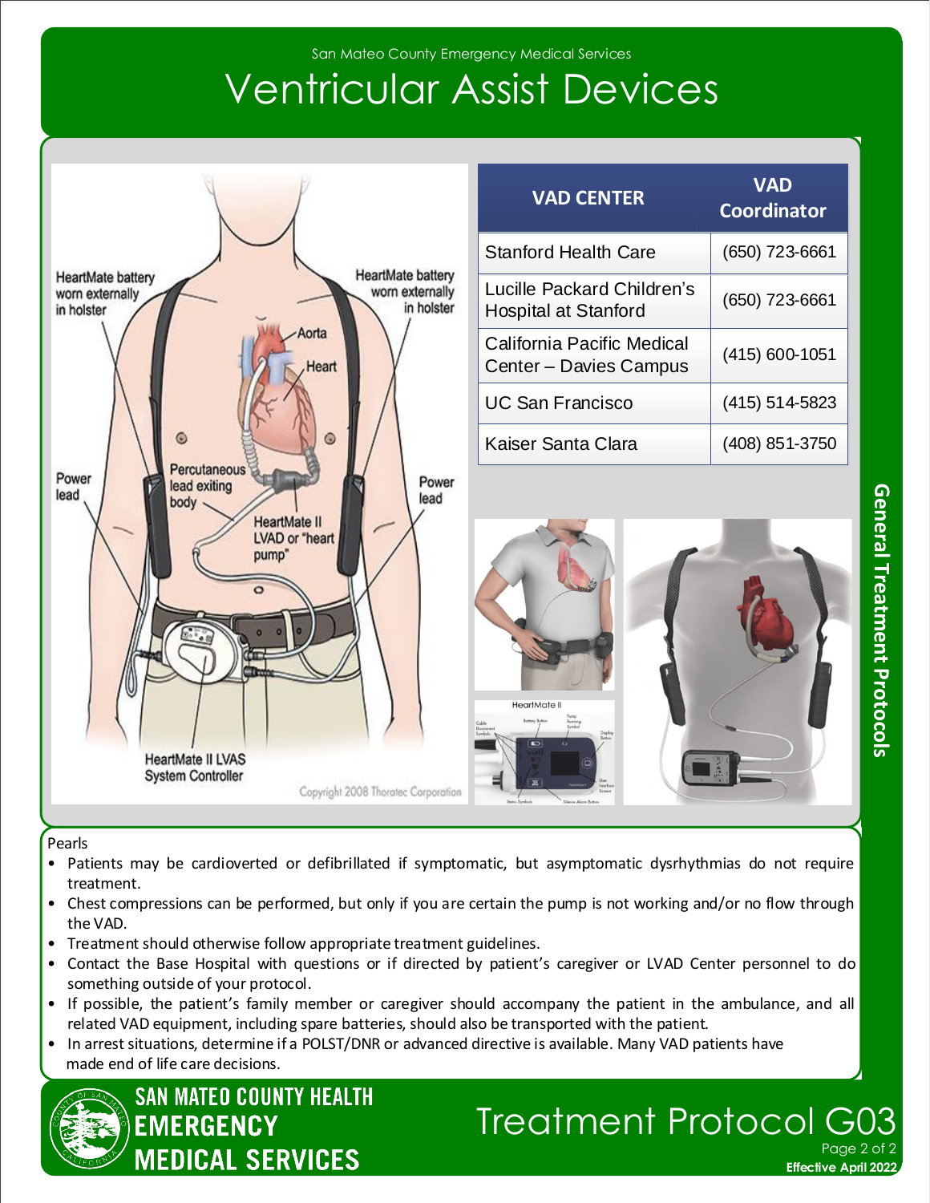San Mateo County Emergency Medical Services

# Ventricular Assist Devices

HeartMate battery worn externally in holster

HeartMate battery worn externally in holster

Aorta

Heart

Power lead

Percutaneous lead exiting body

Power lead

HeartMate II LVAD or "heart pump"

HeartMate II LVAS System Controller

Copyright 2008 Thoratec Corporation

| VAD CENTER | VAD Coordinator |
|---|---|
| Stanford Health Care | (650) 723-6661 |
| Lucile Packard Children's Hospital at Stanford | (650) 723-6661 |
| California Pacific Medical Center – Davies Campus | (415) 600-1051 |
| UC San Francisco | (415) 514-5823 |
| Kaiser Santa Clara | (408) 851-3750 |

HeartMate II

General Treatment Protocols

Pearls

- Patients may be cardioverted or defibrillated if symptomatic, but asymptomatic dysrhythmias do not require treatment.
- Chest compressions can be performed, but only if you are certain the pump is not working and/or no flow through the VAD.
- Treatment should otherwise follow appropriate treatment guidelines.
- Contact the Base Hospital with questions or if directed by patient's caregiver or LVAD Center personnel to do something outside of your protocol.
- If possible, the patient's family member or caregiver should accompany the patient in the ambulance, and all related VAD equipment, including spare batteries, should also be transported with the patient.
- In arrest situations, determine if a POLST/DNR or advanced directive is available. Many VAD patients have made end of life care decisions.

SAN MATEO COUNTY HEALTH EMERGENCY MEDICAL SERVICES

Treatment Protocol G03

Effective April 2022